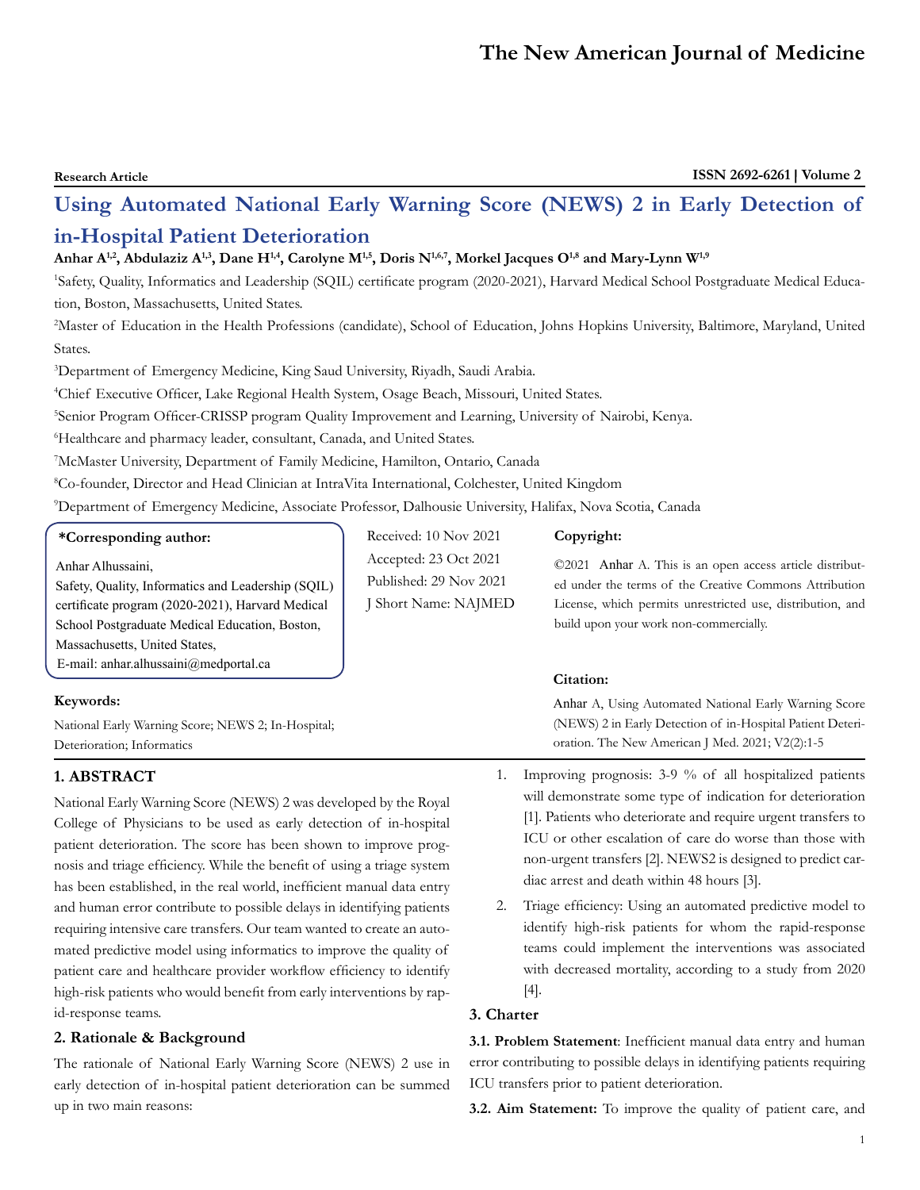Research Article

ISSN 2692-6261 | Volume 2

# Using Automated National Early Warning Score (NEWS) 2 in Early Detection of in-Hospital Patient Deterioration

**Anhar A[1,2], Abdulaziz A[1,3], Dane H[1,4], Carolyne M[1,5], Doris N[1,6,7], Morkel Jacques O[1,8] and Mary-Lynn W[1,9]**

[1]Safety, Quality, Informatics and Leadership (SQIL) certificate program (2020-2021), Harvard Medical School Postgraduate Medical Education, Boston, Massachusetts, United States.

[2]Master of Education in the Health Professions (candidate), School of Education, Johns Hopkins University, Baltimore, Maryland, United States.

[3]Department of Emergency Medicine, King Saud University, Riyadh, Saudi Arabia.

[4]Chief Executive Officer, Lake Regional Health System, Osage Beach, Missouri, United States.

[5]Senior Program Officer-CRISSP program Quality Improvement and Learning, University of Nairobi, Kenya.

[6]Healthcare and pharmacy leader, consultant, Canada, and United States.

[7]McMaster University, Department of Family Medicine, Hamilton, Ontario, Canada

[8]Co-founder, Director and Head Clinician at IntraVita International, Colchester, United Kingdom

[9]Department of Emergency Medicine, Associate Professor, Dalhousie University, Halifax, Nova Scotia, Canada

**\*Corresponding author:**

Anhar Alhussaini,
Safety, Quality, Informatics and Leadership (SQIL) certificate program (2020-2021), Harvard Medical School Postgraduate Medical Education, Boston, Massachusetts, United States,
E-mail: anhar.alhussaini@medportal.ca

Received: 10 Nov 2021
Accepted: 23 Oct 2021
Published: 29 Nov 2021
J Short Name: NAJMED

**Copyright:**

©2021 Anhar A. This is an open access article distributed under the terms of the Creative Commons Attribution License, which permits unrestricted use, distribution, and build upon your work non-commercially.

**Citation:**

Anhar A, Using Automated National Early Warning Score (NEWS) 2 in Early Detection of in-Hospital Patient Deterioration. The New American J Med. 2021; V2(2):1-5

**Keywords:**

National Early Warning Score; NEWS 2; In-Hospital; Deterioration; Informatics

## 1. ABSTRACT

National Early Warning Score (NEWS) 2 was developed by the Royal College of Physicians to be used as early detection of in-hospital patient deterioration. The score has been shown to improve prognosis and triage efficiency. While the benefit of using a triage system has been established, in the real world, inefficient manual data entry and human error contribute to possible delays in identifying patients requiring intensive care transfers. Our team wanted to create an automated predictive model using informatics to improve the quality of patient care and healthcare provider workflow efficiency to identify high-risk patients who would benefit from early interventions by rapid-response teams.

## 2. Rationale & Background

The rationale of National Early Warning Score (NEWS) 2 use in early detection of in-hospital patient deterioration can be summed up in two main reasons:

1. Improving prognosis: 3-9 % of all hospitalized patients will demonstrate some type of indication for deterioration [1]. Patients who deteriorate and require urgent transfers to ICU or other escalation of care do worse than those with non-urgent transfers [2]. NEWS2 is designed to predict cardiac arrest and death within 48 hours [3].
2. Triage efficiency: Using an automated predictive model to identify high-risk patients for whom the rapid-response teams could implement the interventions was associated with decreased mortality, according to a study from 2020 [4].

## 3. Charter

**3.1. Problem Statement**: Inefficient manual data entry and human error contributing to possible delays in identifying patients requiring ICU transfers prior to patient deterioration.

**3.2. Aim Statement:** To improve the quality of patient care, and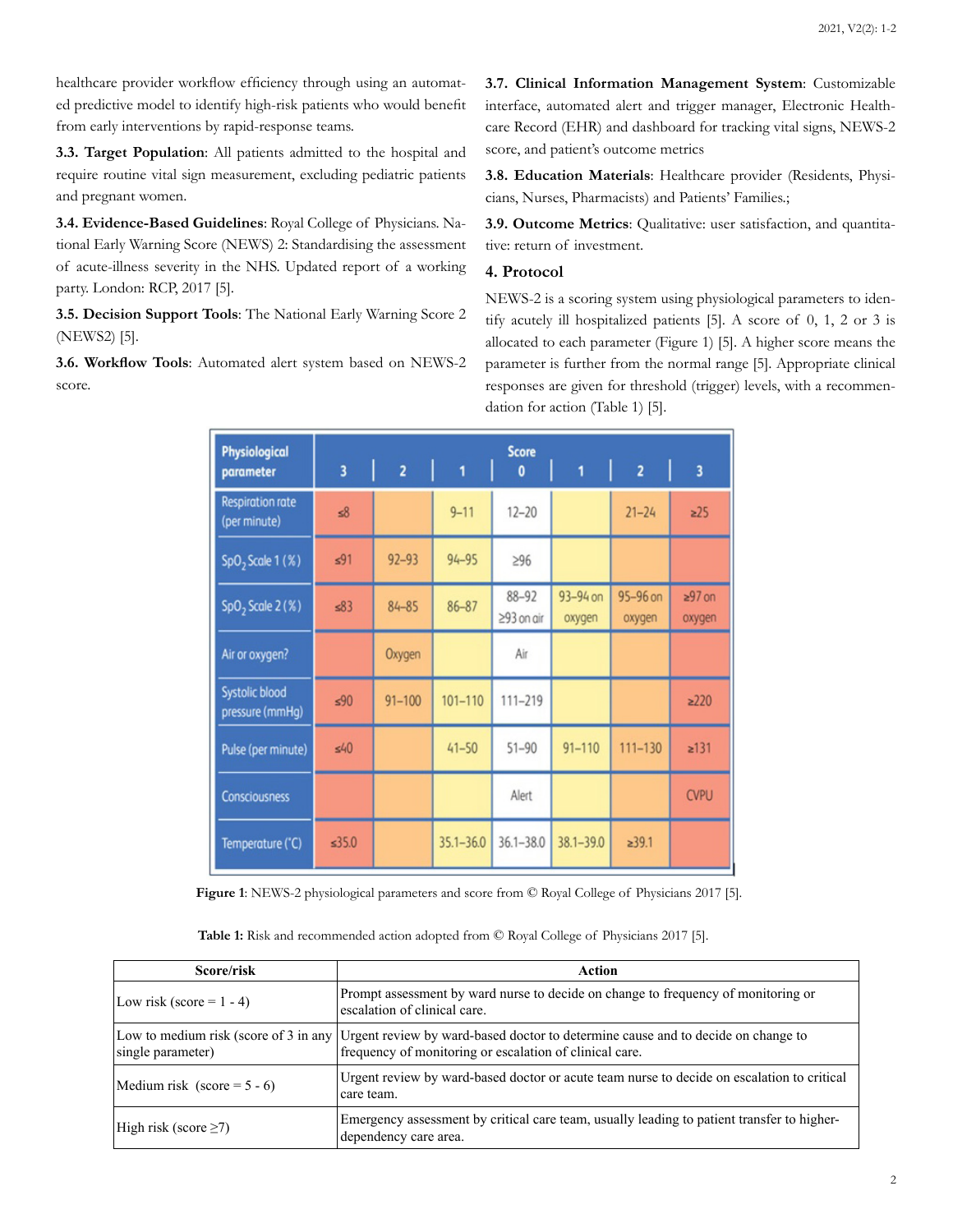healthcare provider workflow efficiency through using an automated predictive model to identify high-risk patients who would benefit from early interventions by rapid-response teams.

**3.3. Target Population**: All patients admitted to the hospital and require routine vital sign measurement, excluding pediatric patients and pregnant women.

**3.4. Evidence-Based Guidelines**: Royal College of Physicians. National Early Warning Score (NEWS) 2: Standardising the assessment of acute-illness severity in the NHS. Updated report of a working party. London: RCP, 2017 [5].

**3.5. Decision Support Tools**: The National Early Warning Score 2 (NEWS2) [5].

**3.6. Workflow Tools**: Automated alert system based on NEWS-2 score.

**3.7. Clinical Information Management System**: Customizable interface, automated alert and trigger manager, Electronic Healthcare Record (EHR) and dashboard for tracking vital signs, NEWS-2 score, and patient's outcome metrics

**3.8. Education Materials**: Healthcare provider (Residents, Physicians, Nurses, Pharmacists) and Patients' Families.;

**3.9. Outcome Metrics**: Qualitative: user satisfaction, and quantitative: return of investment.

## 4. Protocol

NEWS-2 is a scoring system using physiological parameters to identify acutely ill hospitalized patients [5]. A score of 0, 1, 2 or 3 is allocated to each parameter (Figure 1) [5]. A higher score means the parameter is further from the normal range [5]. Appropriate clinical responses are given for threshold (trigger) levels, with a recommendation for action (Table 1) [5].

| Physiological parameter | 3 | 2 | 1 | 0 | 1 | 2 | 3 |
|---|---|---|---|---|---|---|---|
| Respiration rate (per minute) | ≤8 | | 9–11 | 12–20 | | 21–24 | ≥25 |
| $SpO_2$ Scale 1 (%) | ≤91 | 92–93 | 94–95 | ≥96 | | | |
| $SpO_2$ Scale 2 (%) | ≤83 | 84–85 | 86–87 | 88–92 ≥93 on air | 93–94 on oxygen | 95–96 on oxygen | ≥97 on oxygen |
| Air or oxygen? | | Oxygen | | Air | | | |
| Systolic blood pressure (mmHg) | ≤90 | 91–100 | 101–110 | 111–219 | | | ≥220 |
| Pulse (per minute) | ≤40 | | 41–50 | 51–90 | 91–110 | 111–130 | ≥131 |
| Consciousness | | | | Alert | | | CVPU |
| Temperature (°C) | ≤35.0 | | 35.1–36.0 | 36.1–38.0 | 38.1–39.0 | ≥39.1 | |

**Figure 1**: NEWS-2 physiological parameters and score from © Royal College of Physicians 2017 [5].

**Table 1:** Risk and recommended action adopted from © Royal College of Physicians 2017 [5].

| Score/risk | Action |
|---|---|
| Low risk (score = 1 - 4) | Prompt assessment by ward nurse to decide on change to frequency of monitoring or escalation of clinical care. |
| Low to medium risk (score of 3 in any single parameter) | Urgent review by ward-based doctor to determine cause and to decide on change to frequency of monitoring or escalation of clinical care. |
| Medium risk (score = 5 - 6) | Urgent review by ward-based doctor or acute team nurse to decide on escalation to critical care team. |
| High risk (score ≥7) | Emergency assessment by critical care team, usually leading to patient transfer to higher-dependency care area. |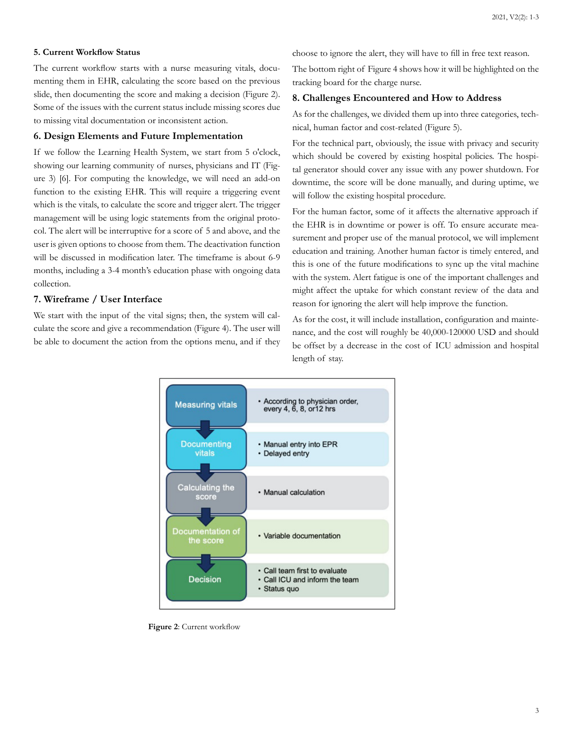## 5. Current Workflow Status

The current workflow starts with a nurse measuring vitals, documenting them in EHR, calculating the score based on the previous slide, then documenting the score and making a decision (Figure 2). Some of the issues with the current status include missing scores due to missing vital documentation or inconsistent action.

## 6. Design Elements and Future Implementation

If we follow the Learning Health System, we start from 5 o'clock, showing our learning community of nurses, physicians and IT (Figure 3) [6]. For computing the knowledge, we will need an add-on function to the existing EHR. This will require a triggering event which is the vitals, to calculate the score and trigger alert. The trigger management will be using logic statements from the original protocol. The alert will be interruptive for a score of 5 and above, and the user is given options to choose from them. The deactivation function will be discussed in modification later. The timeframe is about 6-9 months, including a 3-4 month's education phase with ongoing data collection.

## 7. Wireframe / User Interface

We start with the input of the vital signs; then, the system will calculate the score and give a recommendation (Figure 4). The user will be able to document the action from the options menu, and if they choose to ignore the alert, they will have to fill in free text reason. The bottom right of Figure 4 shows how it will be highlighted on the tracking board for the charge nurse.

## 8. Challenges Encountered and How to Address

As for the challenges, we divided them up into three categories, technical, human factor and cost-related (Figure 5).

For the technical part, obviously, the issue with privacy and security which should be covered by existing hospital policies. The hospital generator should cover any issue with any power shutdown. For downtime, the score will be done manually, and during uptime, we will follow the existing hospital procedure.

For the human factor, some of it affects the alternative approach if the EHR is in downtime or power is off. To ensure accurate measurement and proper use of the manual protocol, we will implement education and training. Another human factor is timely entered, and this is one of the future modifications to sync up the vital machine with the system. Alert fatigue is one of the important challenges and might affect the uptake for which constant review of the data and reason for ignoring the alert will help improve the function.

As for the cost, it will include installation, configuration and maintenance, and the cost will roughly be 40,000-120000 USD and should be offset by a decrease in the cost of ICU admission and hospital length of stay.

| Step | Details |
|---|---|
| Measuring vitals | • According to physician order, every 4, 6, 8, or12 hrs |
| Documenting vitals | • Manual entry into EPR<br>• Delayed entry |
| Calculating the score | • Manual calculation |
| Documentation of the score | • Variable documentation |
| Decision | • Call team first to evaluate<br>• Call ICU and inform the team<br>• Status quo |

**Figure 2**: Current workflow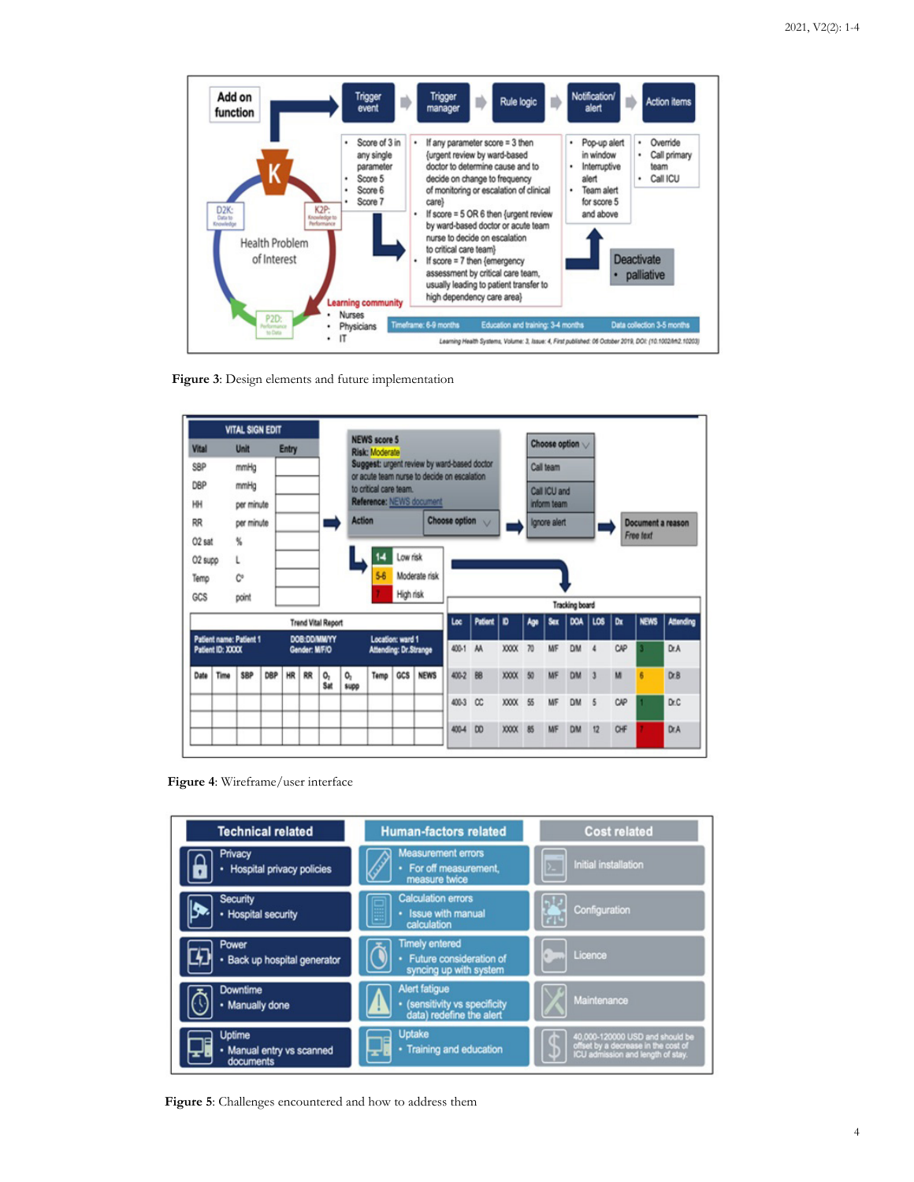Figure 3: Design elements and future implementation

Figure 4: Wireframe/user interface

Figure 5: Challenges encountered and how to address them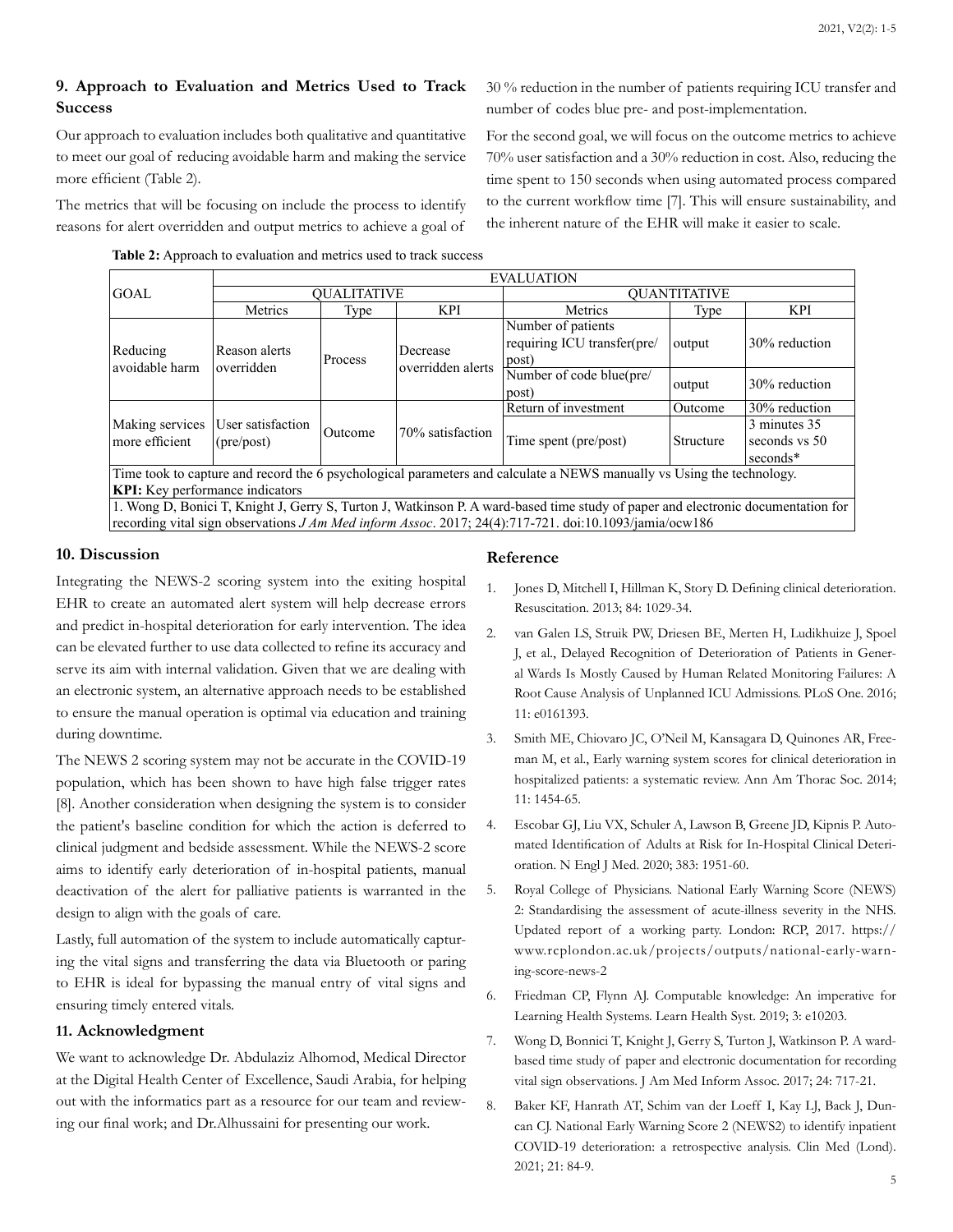## 9. Approach to Evaluation and Metrics Used to Track Success

Our approach to evaluation includes both qualitative and quantitative to meet our goal of reducing avoidable harm and making the service more efficient (Table 2).

The metrics that will be focusing on include the process to identify reasons for alert overridden and output metrics to achieve a goal of 30 % reduction in the number of patients requiring ICU transfer and number of codes blue pre- and post-implementation.

For the second goal, we will focus on the outcome metrics to achieve 70% user satisfaction and a 30% reduction in cost. Also, reducing the time spent to 150 seconds when using automated process compared to the current workflow time [7]. This will ensure sustainability, and the inherent nature of the EHR will make it easier to scale.

**Table 2:** Approach to evaluation and metrics used to track success

| GOAL | EVALUATION | | | | | |
|---|---|---|---|---|---|---|
| | QUALITATIVE | | | QUANTITATIVE | | |
| | Metrics | Type | KPI | Metrics | Type | KPI |
| Reducing avoidable harm | Reason alerts overridden | Process | Decrease overridden alerts | Number of patients requiring ICU transfer(pre/post) | output | 30% reduction |
| | | | | Number of code blue(pre/post) | output | 30% reduction |
| Making services more efficient | User satisfaction (pre/post) | Outcome | 70% satisfaction | Return of investment | Outcome | 30% reduction |
| | | | | Time spent (pre/post) | Structure | 3 minutes 35 seconds vs 50 seconds* |

Time took to capture and record the 6 psychological parameters and calculate a NEWS manually vs Using the technology.
**KPI:** Key performance indicators
1. Wong D, Bonici T, Knight J, Gerry S, Turton J, Watkinson P. A ward-based time study of paper and electronic documentation for recording vital sign observations *J Am Med inform Assoc*. 2017; 24(4):717-721. doi:10.1093/jamia/ocw186

## 10. Discussion

Integrating the NEWS-2 scoring system into the exiting hospital EHR to create an automated alert system will help decrease errors and predict in-hospital deterioration for early intervention. The idea can be elevated further to use data collected to refine its accuracy and serve its aim with internal validation. Given that we are dealing with an electronic system, an alternative approach needs to be established to ensure the manual operation is optimal via education and training during downtime.

The NEWS 2 scoring system may not be accurate in the COVID-19 population, which has been shown to have high false trigger rates [8]. Another consideration when designing the system is to consider the patient's baseline condition for which the action is deferred to clinical judgment and bedside assessment. While the NEWS-2 score aims to identify early deterioration of in-hospital patients, manual deactivation of the alert for palliative patients is warranted in the design to align with the goals of care.

Lastly, full automation of the system to include automatically capturing the vital signs and transferring the data via Bluetooth or paring to EHR is ideal for bypassing the manual entry of vital signs and ensuring timely entered vitals.

## 11. Acknowledgment

We want to acknowledge Dr. Abdulaziz Alhomod, Medical Director at the Digital Health Center of Excellence, Saudi Arabia, for helping out with the informatics part as a resource for our team and reviewing our final work; and Dr.Alhussaini for presenting our work.

## Reference

1. Jones D, Mitchell I, Hillman K, Story D. Defining clinical deterioration. Resuscitation. 2013; 84: 1029-34.
2. van Galen LS, Struik PW, Driesen BE, Merten H, Ludikhuize J, Spoel J, et al., Delayed Recognition of Deterioration of Patients in General Wards Is Mostly Caused by Human Related Monitoring Failures: A Root Cause Analysis of Unplanned ICU Admissions. PLoS One. 2016; 11: e0161393.
3. Smith ME, Chiovaro JC, O'Neil M, Kansagara D, Quinones AR, Freeman M, et al., Early warning system scores for clinical deterioration in hospitalized patients: a systematic review. Ann Am Thorac Soc. 2014; 11: 1454-65.
4. Escobar GJ, Liu VX, Schuler A, Lawson B, Greene JD, Kipnis P. Automated Identification of Adults at Risk for In-Hospital Clinical Deterioration. N Engl J Med. 2020; 383: 1951-60.
5. Royal College of Physicians. National Early Warning Score (NEWS) 2: Standardising the assessment of acute-illness severity in the NHS. Updated report of a working party. London: RCP, 2017. https://www.rcplondon.ac.uk/projects/outputs/national-early-warning-score-news-2
6. Friedman CP, Flynn AJ. Computable knowledge: An imperative for Learning Health Systems. Learn Health Syst. 2019; 3: e10203.
7. Wong D, Bonnici T, Knight J, Gerry S, Turton J, Watkinson P. A ward-based time study of paper and electronic documentation for recording vital sign observations. J Am Med Inform Assoc. 2017; 24: 717-21.
8. Baker KF, Hanrath AT, Schim van der Loeff I, Kay LJ, Back J, Duncan CJ. National Early Warning Score 2 (NEWS2) to identify inpatient COVID-19 deterioration: a retrospective analysis. Clin Med (Lond). 2021; 21: 84-9.